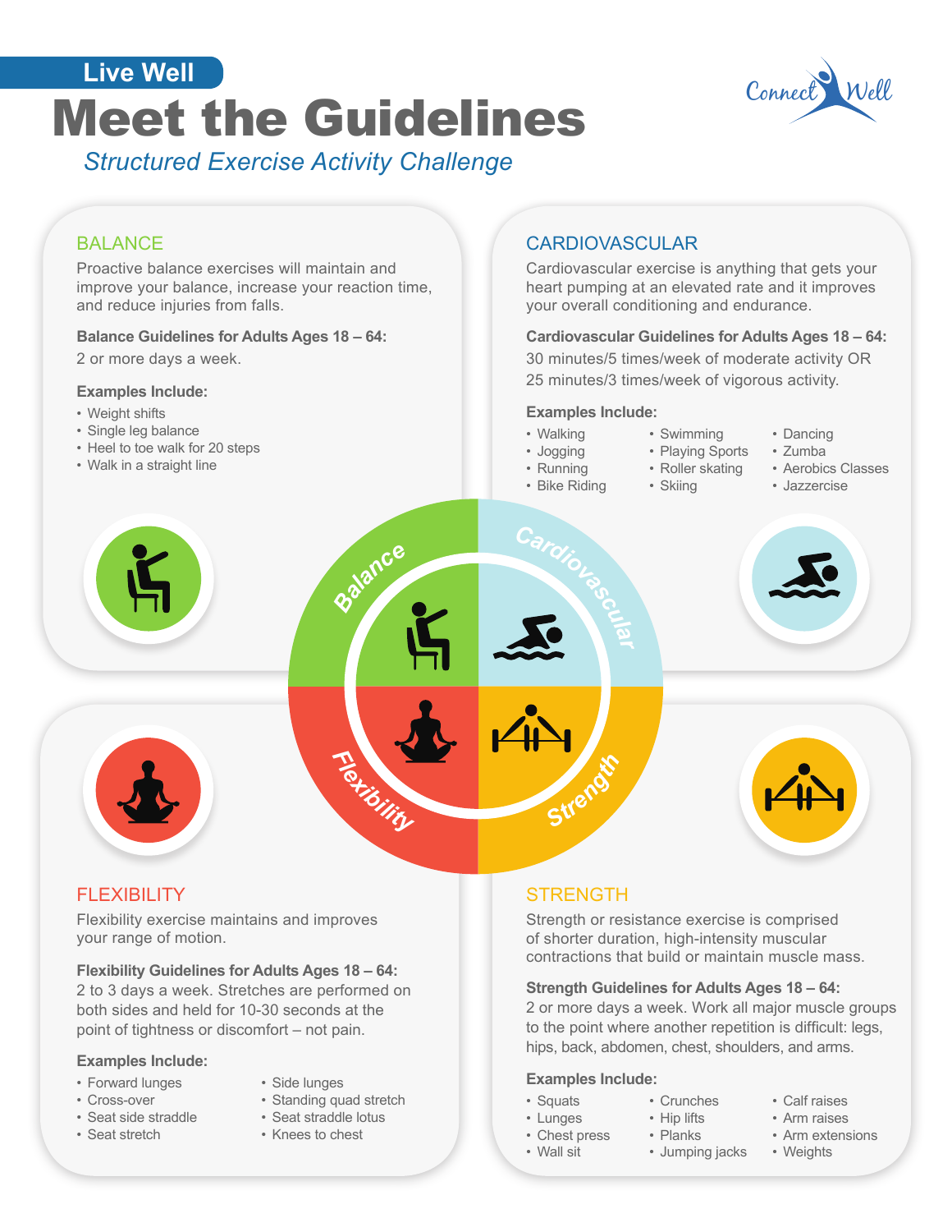Live Well

# Meet the Guidelines

*Structured Exercise Activity Challenge*

## BALANCE

Proactive balance exercises will maintain and improve your balance, increase your reaction time, and reduce injuries from falls.

**Balance Guidelines for Adults Ages 18 – 64:**

2 or more days a week.

**Examples Include:**

- Weight shifts
- Single leg balance
- Heel to toe walk for 20 steps
- Walk in a straight line

## CARDIOVASCULAR

Cardiovascular exercise is anything that gets your heart pumping at an elevated rate and it improves your overall conditioning and endurance.

**Cardiovascular Guidelines for Adults Ages 18 – 64:**

30 minutes/5 times/week of moderate activity OR
25 minutes/3 times/week of vigorous activity.

**Examples Include:**

- Walking
- Jogging
- Running
- Bike Riding
- Swimming
- Playing Sports
- Roller skating
- Skiing
- Dancing
- Zumba
- Aerobics Classes
- Jazzercise

## FLEXIBILITY

Flexibility exercise maintains and improves your range of motion.

**Flexibility Guidelines for Adults Ages 18 – 64:**
2 to 3 days a week. Stretches are performed on both sides and held for 10-30 seconds at the point of tightness or discomfort – not pain.

**Examples Include:**

- Forward lunges
- Cross-over
- Seat side straddle
- Seat stretch
- Side lunges
- Standing quad stretch
- Seat straddle lotus
- Knees to chest

## STRENGTH

Strength or resistance exercise is comprised of shorter duration, high-intensity muscular contractions that build or maintain muscle mass.

**Strength Guidelines for Adults Ages 18 – 64:**
2 or more days a week. Work all major muscle groups to the point where another repetition is difficult: legs, hips, back, abdomen, chest, shoulders, and arms.

**Examples Include:**

- Squats
- Lunges
- Chest press
- Wall sit
- Crunches
- Hip lifts
- Planks
- Jumping jacks
- Calf raises
- Arm raises
- Arm extensions
- Weights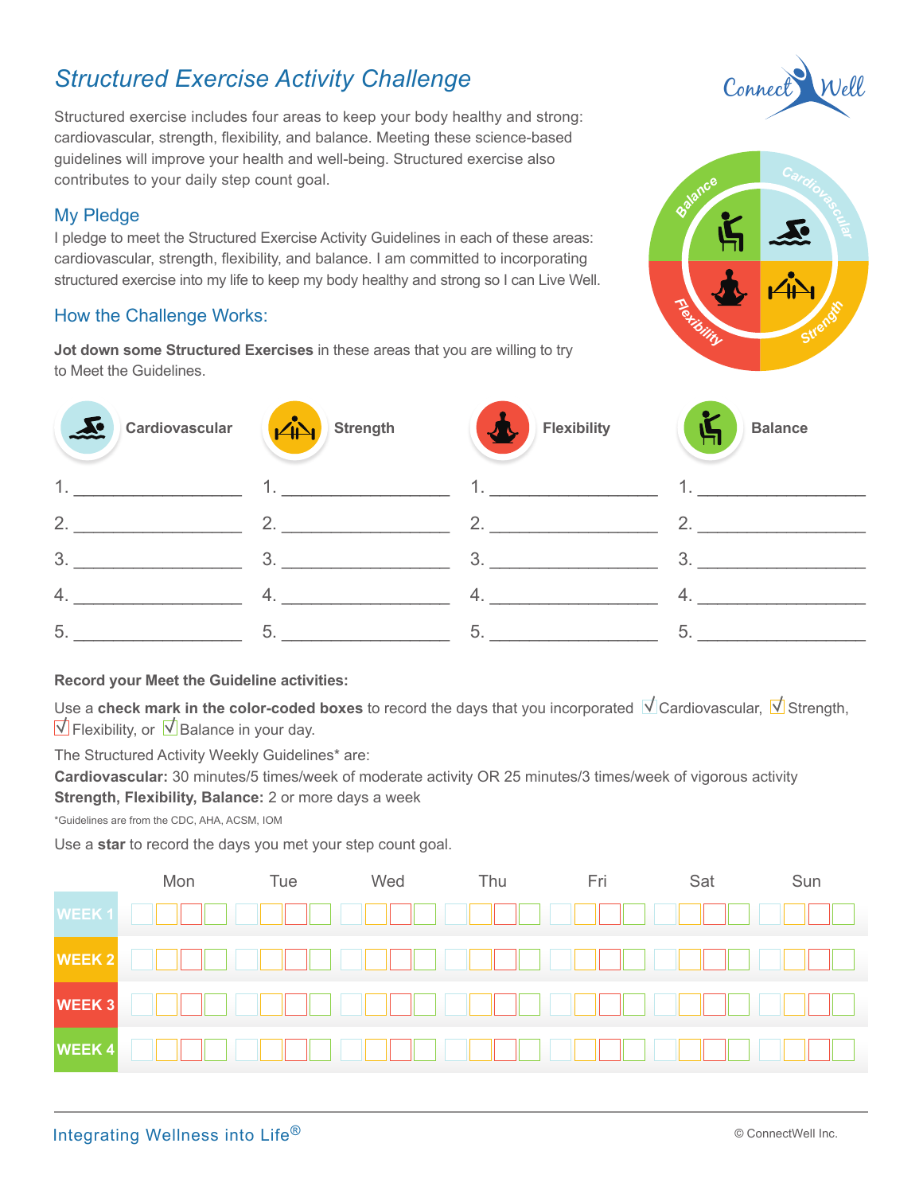# Structured Exercise Activity Challenge

Structured exercise includes four areas to keep your body healthy and strong: cardiovascular, strength, flexibility, and balance. Meeting these science-based guidelines will improve your health and well-being. Structured exercise also contributes to your daily step count goal.

## My Pledge

I pledge to meet the Structured Exercise Activity Guidelines in each of these areas: cardiovascular, strength, flexibility, and balance. I am committed to incorporating structured exercise into my life to keep my body healthy and strong so I can Live Well.

## How the Challenge Works:

**Jot down some Structured Exercises** in these areas that you are willing to try to Meet the Guidelines.

| Cardiovascular | Strength | Flexibility | Balance |
|---|---|---|---|
| 1. ________________ | 1. ________________ | 1. ________________ | 1. ________________ |
| 2. ________________ | 2. ________________ | 2. ________________ | 2. ________________ |
| 3. ________________ | 3. ________________ | 3. ________________ | 3. ________________ |
| 4. ________________ | 4. ________________ | 4. ________________ | 4. ________________ |
| 5. ________________ | 5. ________________ | 5. ________________ | 5. ________________ |

**Record your Meet the Guideline activities:**

Use a **check mark in the color-coded boxes** to record the days that you incorporated √ Cardiovascular, √ Strength, √ Flexibility, or √ Balance in your day.

The Structured Activity Weekly Guidelines* are:

**Cardiovascular:** 30 minutes/5 times/week of moderate activity OR 25 minutes/3 times/week of vigorous activity

**Strength, Flexibility, Balance:** 2 or more days a week

*Guidelines are from the CDC, AHA, ACSM, IOM

Use a **star** to record the days you met your step count goal.

| | Mon | Tue | Wed | Thu | Fri | Sat | Sun |
|---|---|---|---|---|---|---|---|
| WEEK 1 | | | | | | | |
| WEEK 2 | | | | | | | |
| WEEK 3 | | | | | | | |
| WEEK 4 | | | | | | | |

Integrating Wellness into Life®

© ConnectWell Inc.